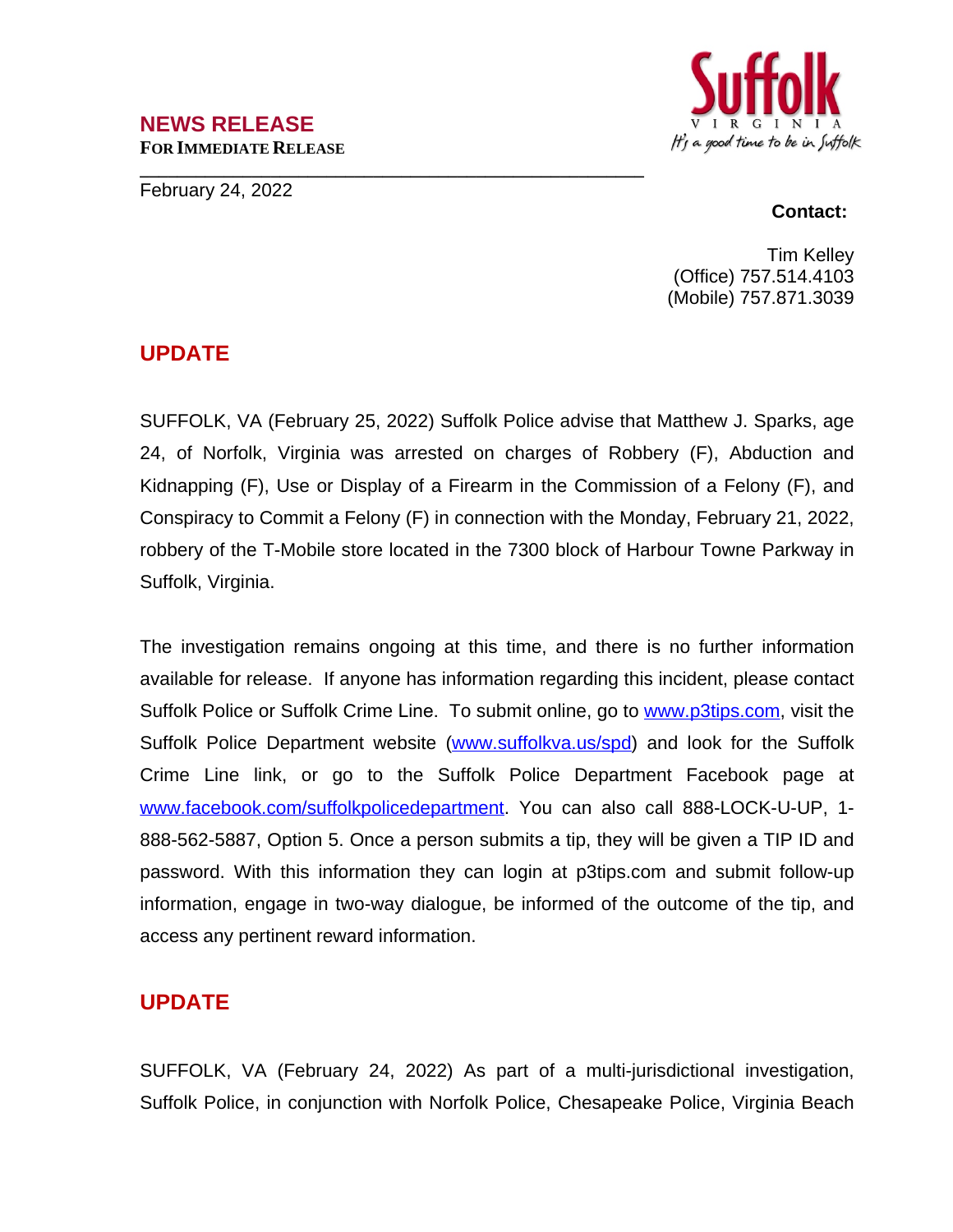# NEWS RELEASE

**FOR IMMEDIATE RELEASE**

February 24, 2022

Suffolk
VIRGINIA
*It's a good time to be in Suffolk*

**Contact:**

Tim Kelley
(Office) 757.514.4103
(Mobile) 757.871.3039

## UPDATE

SUFFOLK, VA (February 25, 2022) Suffolk Police advise that Matthew J. Sparks, age 24, of Norfolk, Virginia was arrested on charges of Robbery (F), Abduction and Kidnapping (F), Use or Display of a Firearm in the Commission of a Felony (F), and Conspiracy to Commit a Felony (F) in connection with the Monday, February 21, 2022, robbery of the T-Mobile store located in the 7300 block of Harbour Towne Parkway in Suffolk, Virginia.

The investigation remains ongoing at this time, and there is no further information available for release. If anyone has information regarding this incident, please contact Suffolk Police or Suffolk Crime Line. To submit online, go to [www.p3tips.com](http://www.p3tips.com), visit the Suffolk Police Department website ([www.suffolkva.us/spd](http://www.suffolkva.us/spd)) and look for the Suffolk Crime Line link, or go to the Suffolk Police Department Facebook page at [www.facebook.com/suffolkpolicedepartment](http://www.facebook.com/suffolkpolicedepartment). You can also call 888-LOCK-U-UP, 1-888-562-5887, Option 5. Once a person submits a tip, they will be given a TIP ID and password. With this information they can login at p3tips.com and submit follow-up information, engage in two-way dialogue, be informed of the outcome of the tip, and access any pertinent reward information.

## UPDATE

SUFFOLK, VA (February 24, 2022) As part of a multi-jurisdictional investigation, Suffolk Police, in conjunction with Norfolk Police, Chesapeake Police, Virginia Beach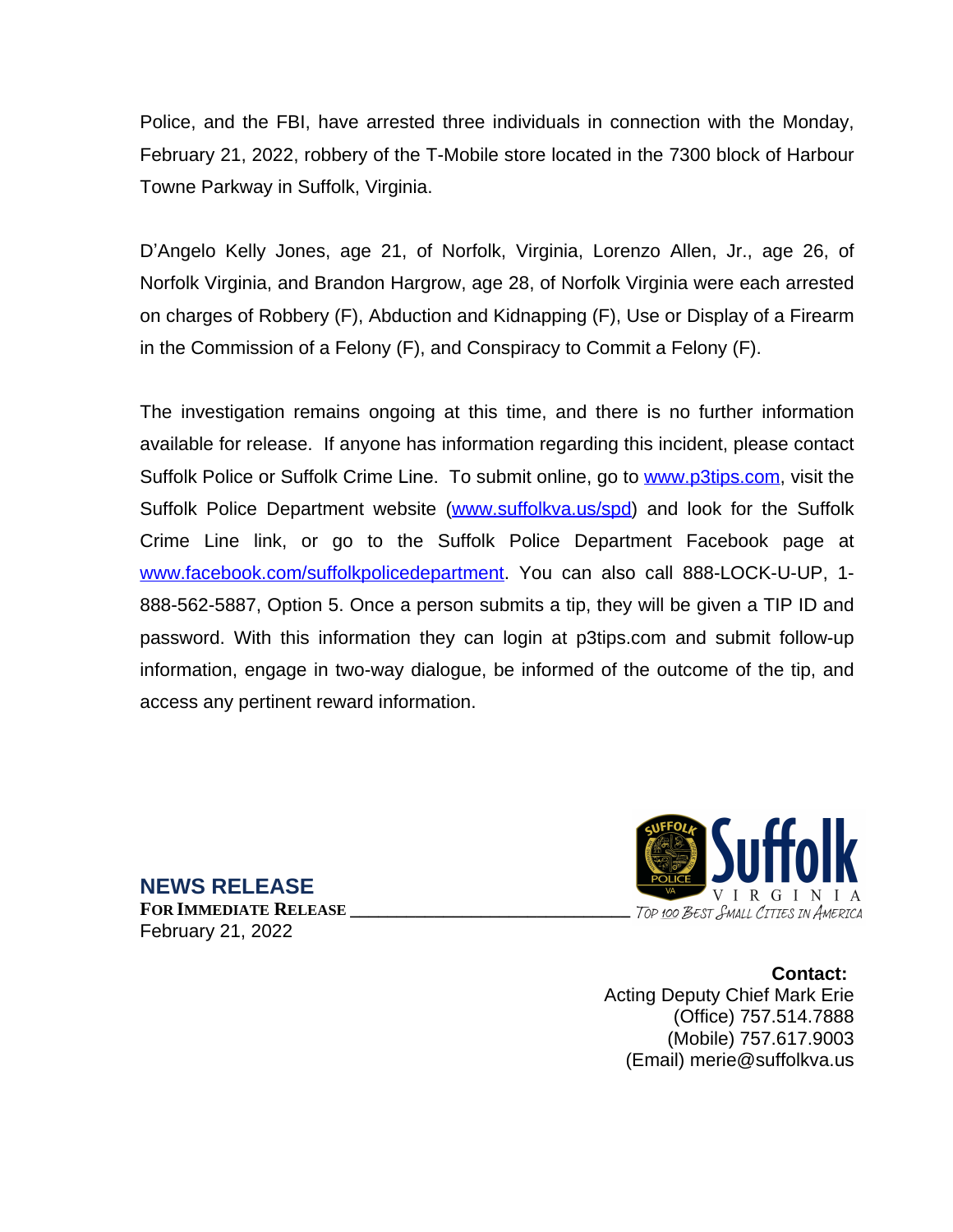Police, and the FBI, have arrested three individuals in connection with the Monday, February 21, 2022, robbery of the T-Mobile store located in the 7300 block of Harbour Towne Parkway in Suffolk, Virginia.

D'Angelo Kelly Jones, age 21, of Norfolk, Virginia, Lorenzo Allen, Jr., age 26, of Norfolk Virginia, and Brandon Hargrow, age 28, of Norfolk Virginia were each arrested on charges of Robbery (F), Abduction and Kidnapping (F), Use or Display of a Firearm in the Commission of a Felony (F), and Conspiracy to Commit a Felony (F).

The investigation remains ongoing at this time, and there is no further information available for release. If anyone has information regarding this incident, please contact Suffolk Police or Suffolk Crime Line. To submit online, go to www.p3tips.com, visit the Suffolk Police Department website (www.suffolkva.us/spd) and look for the Suffolk Crime Line link, or go to the Suffolk Police Department Facebook page at www.facebook.com/suffolkpolicedepartment. You can also call 888-LOCK-U-UP, 1-888-562-5887, Option 5. Once a person submits a tip, they will be given a TIP ID and password. With this information they can login at p3tips.com and submit follow-up information, engage in two-way dialogue, be informed of the outcome of the tip, and access any pertinent reward information.

## NEWS RELEASE

**FOR IMMEDIATE RELEASE**

February 21, 2022

Suffolk VIRGINIA

*Top 100 Best Small Cities in America*

**Contact:**
Acting Deputy Chief Mark Erie
(Office) 757.514.7888
(Mobile) 757.617.9003
(Email) merie@suffolkva.us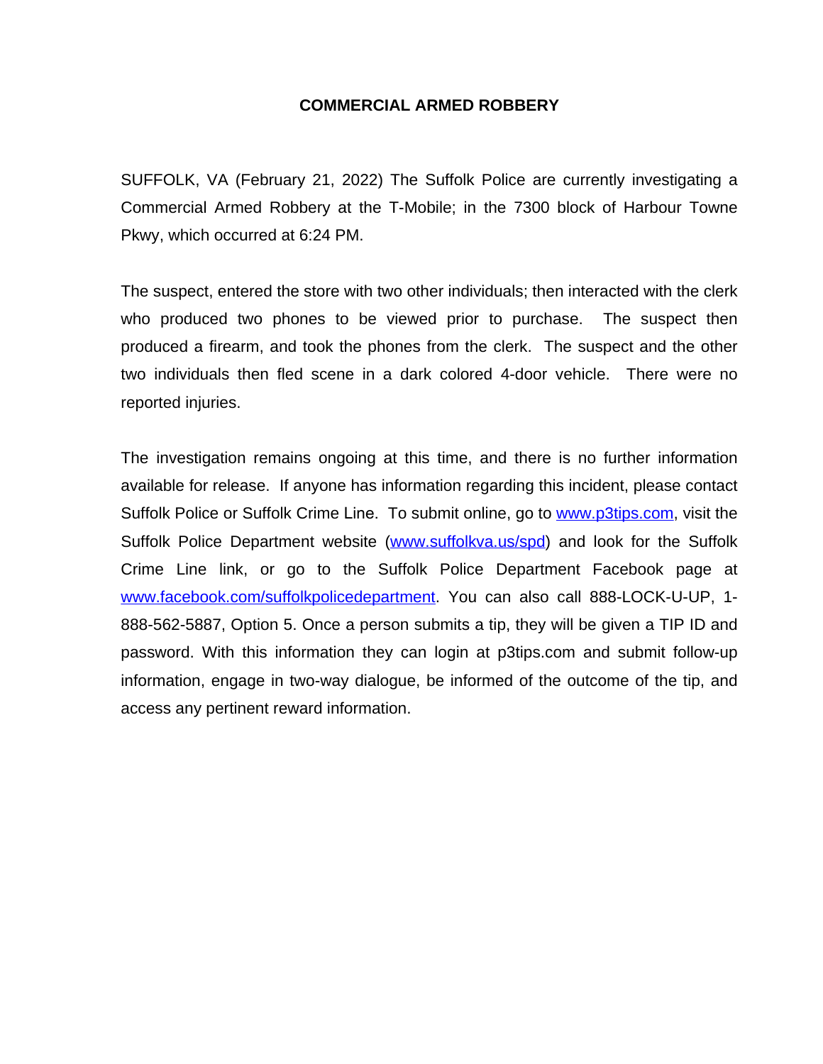# COMMERCIAL ARMED ROBBERY

SUFFOLK, VA (February 21, 2022) The Suffolk Police are currently investigating a Commercial Armed Robbery at the T-Mobile; in the 7300 block of Harbour Towne Pkwy, which occurred at 6:24 PM.

The suspect, entered the store with two other individuals; then interacted with the clerk who produced two phones to be viewed prior to purchase. The suspect then produced a firearm, and took the phones from the clerk. The suspect and the other two individuals then fled scene in a dark colored 4-door vehicle. There were no reported injuries.

The investigation remains ongoing at this time, and there is no further information available for release. If anyone has information regarding this incident, please contact Suffolk Police or Suffolk Crime Line. To submit online, go to www.p3tips.com, visit the Suffolk Police Department website (www.suffolkva.us/spd) and look for the Suffolk Crime Line link, or go to the Suffolk Police Department Facebook page at www.facebook.com/suffolkpolicedepartment. You can also call 888-LOCK-U-UP, 1-888-562-5887, Option 5. Once a person submits a tip, they will be given a TIP ID and password. With this information they can login at p3tips.com and submit follow-up information, engage in two-way dialogue, be informed of the outcome of the tip, and access any pertinent reward information.